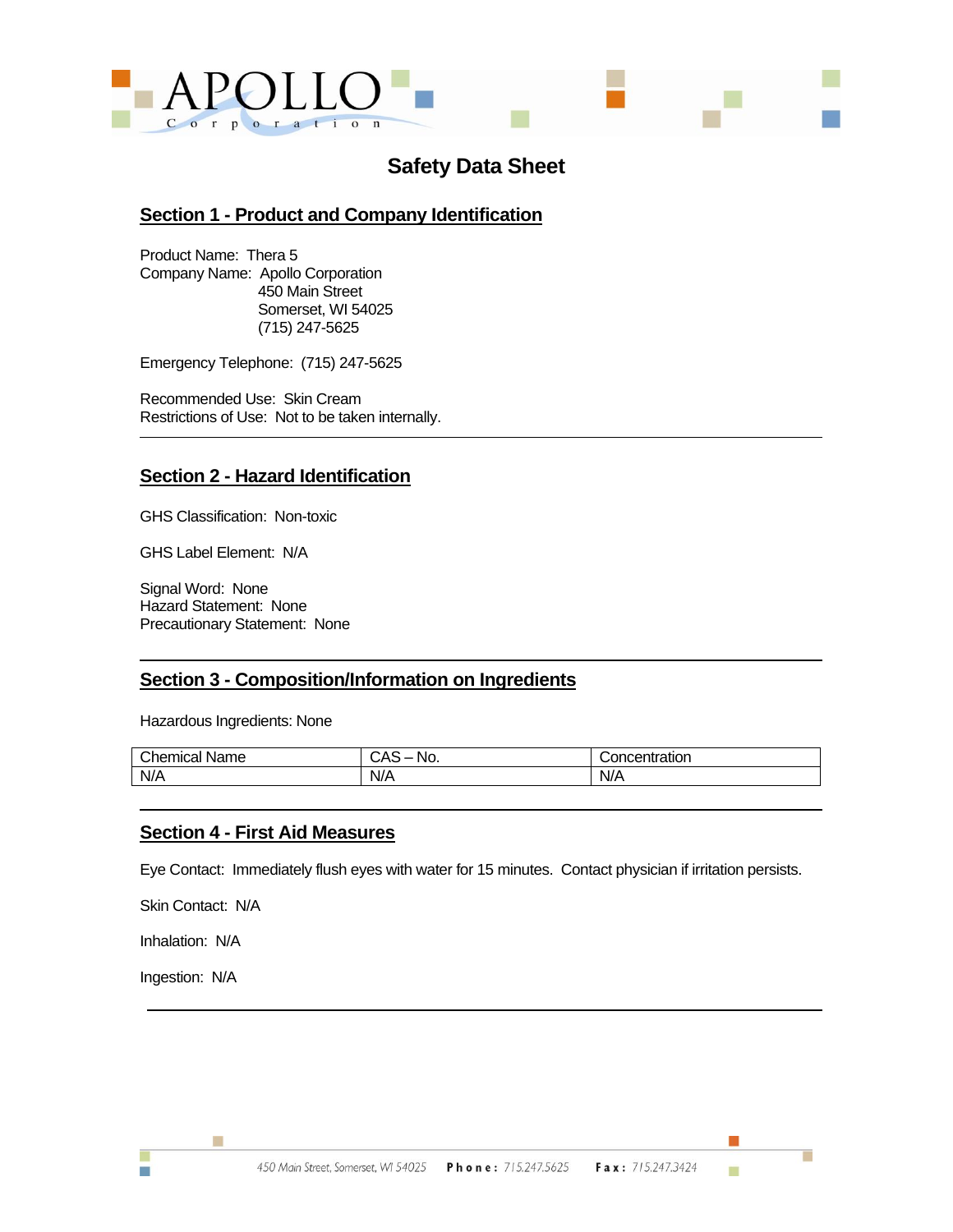# Safety Data Sheet

## Section 1 - Product and Company Identification

Product Name: Thera 5

Company Name: Apollo Corporation
450 Main Street
Somerset, WI 54025
(715) 247-5625

Emergency Telephone: (715) 247-5625

Recommended Use: Skin Cream
Restrictions of Use: Not to be taken internally.

---

## Section 2 - Hazard Identification

GHS Classification: Non-toxic

GHS Label Element: N/A

Signal Word: None
Hazard Statement: None
Precautionary Statement: None

---

## Section 3 - Composition/Information on Ingredients

Hazardous Ingredients: None

| Chemical Name | CAS – No. | Concentration |
|---|---|---|
| N/A | N/A | N/A |

---

## Section 4 - First Aid Measures

Eye Contact: Immediately flush eyes with water for 15 minutes. Contact physician if irritation persists.

Skin Contact: N/A

Inhalation: N/A

Ingestion: N/A

---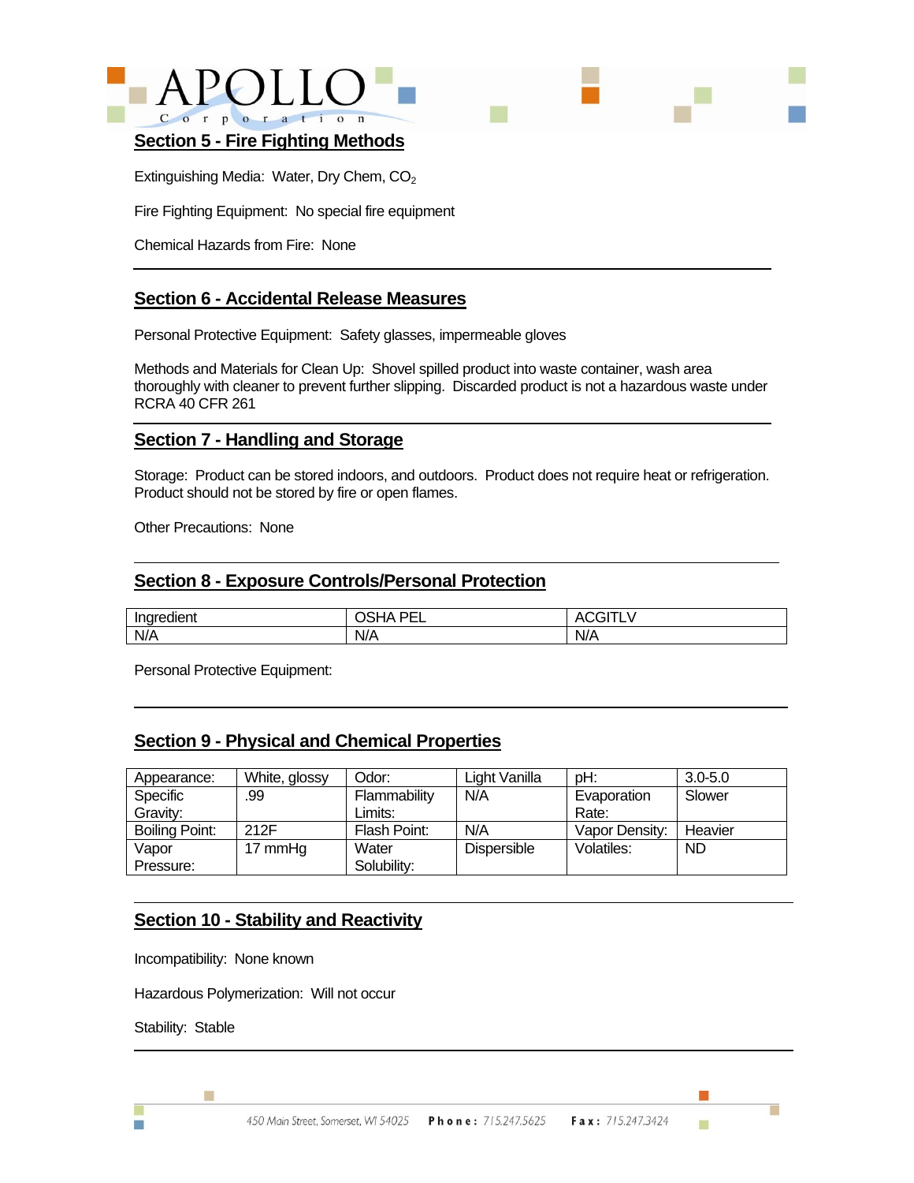## Section 5 - Fire Fighting Methods

Extinguishing Media: Water, Dry Chem, $CO_2$

Fire Fighting Equipment: No special fire equipment

Chemical Hazards from Fire: None

---

## Section 6 - Accidental Release Measures

Personal Protective Equipment: Safety glasses, impermeable gloves

Methods and Materials for Clean Up: Shovel spilled product into waste container, wash area thoroughly with cleaner to prevent further slipping. Discarded product is not a hazardous waste under RCRA 40 CFR 261

---

## Section 7 - Handling and Storage

Storage: Product can be stored indoors, and outdoors. Product does not require heat or refrigeration. Product should not be stored by fire or open flames.

Other Precautions: None

---

## Section 8 - Exposure Controls/Personal Protection

| Ingredient | OSHA PEL | ACGITLV |
|---|---|---|
| N/A | N/A | N/A |

Personal Protective Equipment:

---

## Section 9 - Physical and Chemical Properties

| | | | | | |
|---|---|---|---|---|---|
| Appearance: | White, glossy | Odor: | Light Vanilla | pH: | 3.0-5.0 |
| Specific Gravity: | .99 | Flammability Limits: | N/A | Evaporation Rate: | Slower |
| Boiling Point: | 212F | Flash Point: | N/A | Vapor Density: | Heavier |
| Vapor Pressure: | 17 mmHg | Water Solubility: | Dispersible | Volatiles: | ND |

---

## Section 10 - Stability and Reactivity

Incompatibility: None known

Hazardous Polymerization: Will not occur

Stability: Stable

---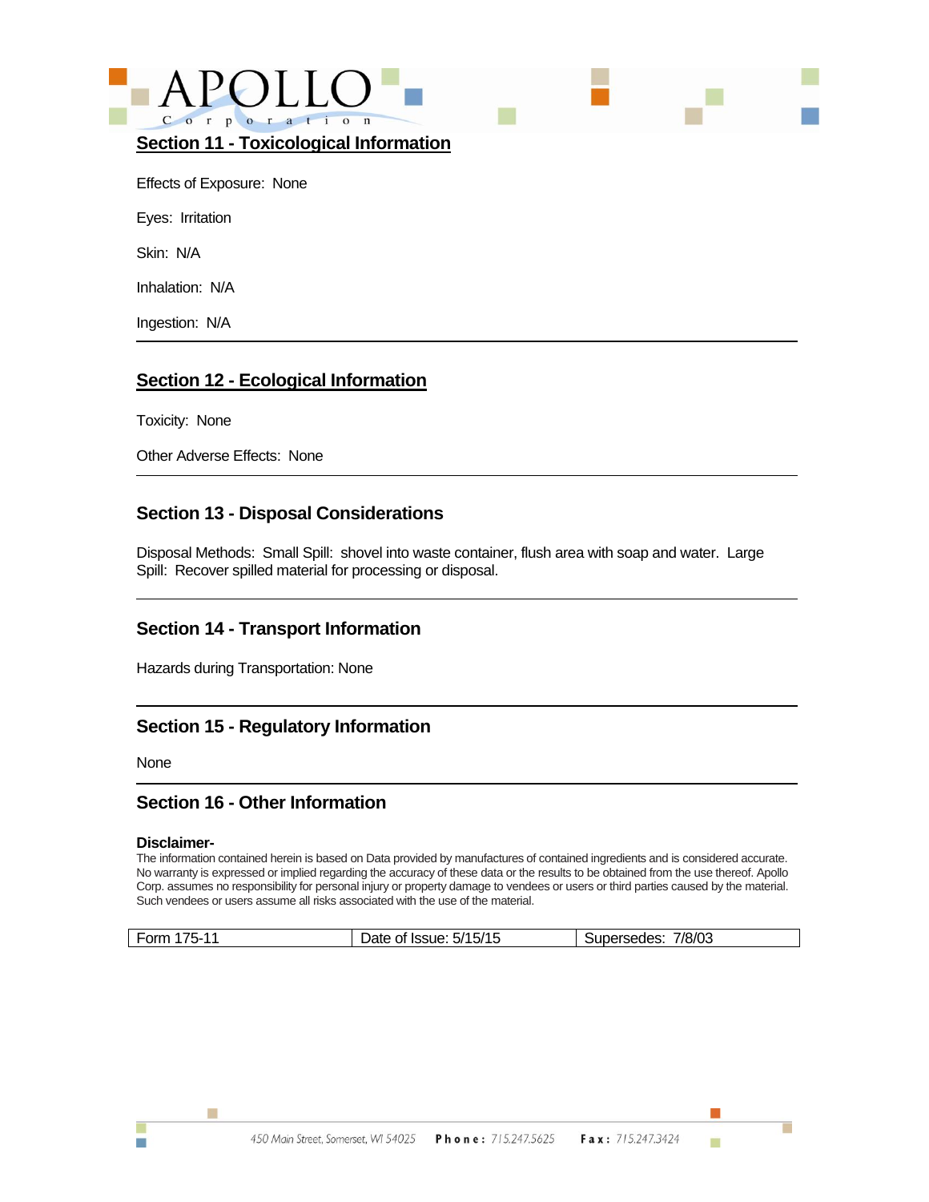## Section 11 - Toxicological Information

Effects of Exposure: None

Eyes: Irritation

Skin: N/A

Inhalation: N/A

Ingestion: N/A

## Section 12 - Ecological Information

Toxicity: None

Other Adverse Effects: None

## Section 13 - Disposal Considerations

Disposal Methods: Small Spill: shovel into waste container, flush area with soap and water. Large Spill: Recover spilled material for processing or disposal.

## Section 14 - Transport Information

Hazards during Transportation: None

## Section 15 - Regulatory Information

None

## Section 16 - Other Information

**Disclaimer-**

The information contained herein is based on Data provided by manufactures of contained ingredients and is considered accurate. No warranty is expressed or implied regarding the accuracy of these data or the results to be obtained from the use thereof. Apollo Corp. assumes no responsibility for personal injury or property damage to vendees or users or third parties caused by the material. Such vendees or users assume all risks associated with the use of the material.

| | | |
|---|---|---|
| Form 175-11 | Date of Issue: 5/15/15 | Supersedes: 7/8/03 |